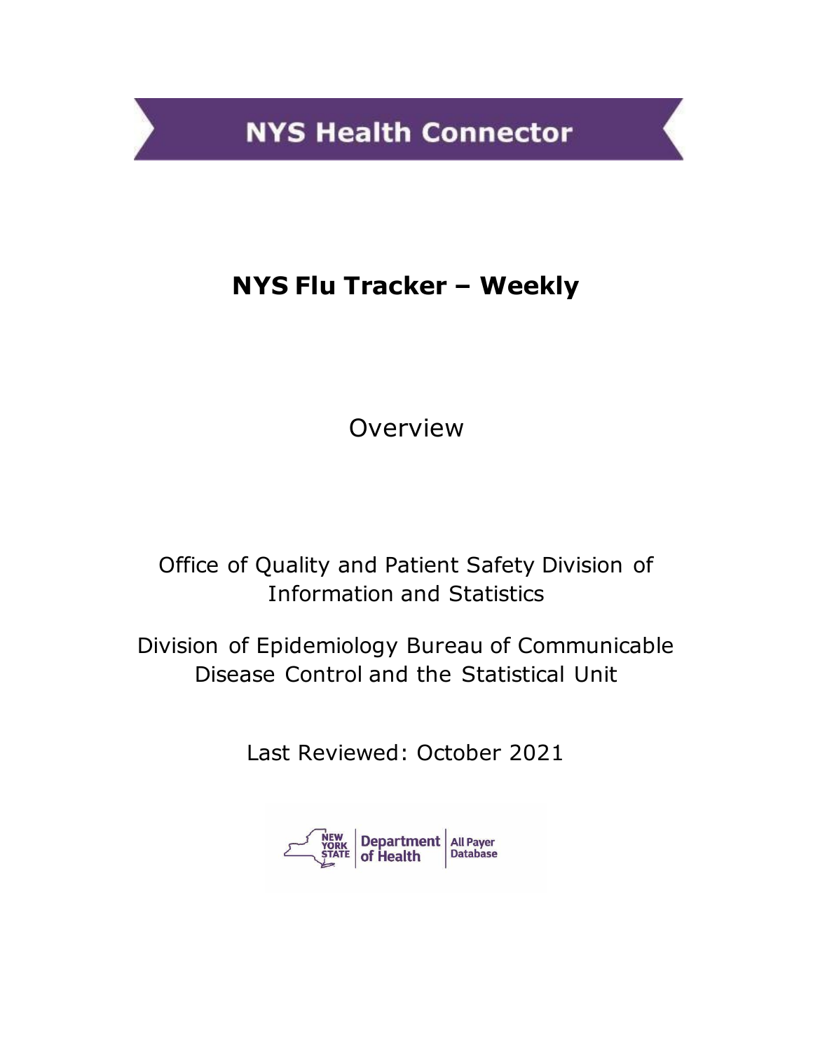NYS Health Connector

# NYS Flu Tracker – Weekly

Overview

Office of Quality and Patient Safety Division of Information and Statistics

Division of Epidemiology Bureau of Communicable Disease Control and the Statistical Unit

Last Reviewed: October 2021

NEW YORK STATE | Department of Health | All Payer Database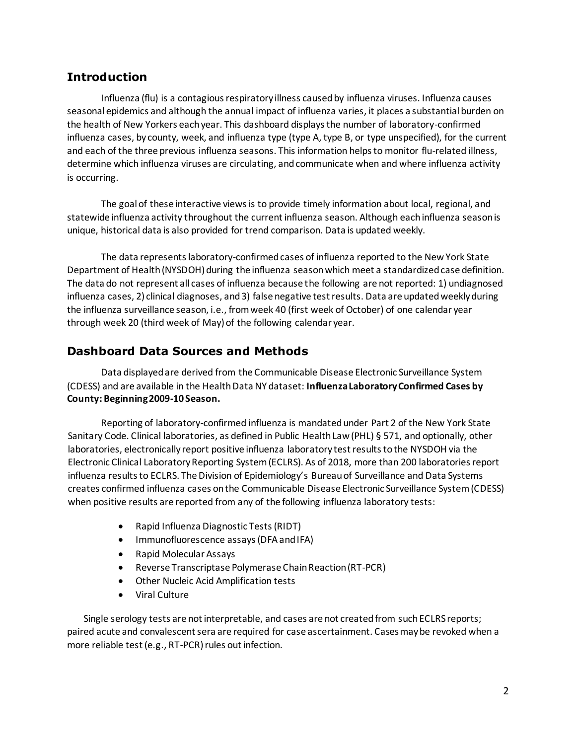## Introduction

Influenza (flu) is a contagious respiratory illness caused by influenza viruses. Influenza causes seasonal epidemics and although the annual impact of influenza varies, it places a substantial burden on the health of New Yorkers each year. This dashboard displays the number of laboratory-confirmed influenza cases, by county, week, and influenza type (type A, type B, or type unspecified), for the current and each of the three previous influenza seasons. This information helps to monitor flu-related illness, determine which influenza viruses are circulating, and communicate when and where influenza activity is occurring.

The goal of these interactive views is to provide timely information about local, regional, and statewide influenza activity throughout the current influenza season. Although each influenza season is unique, historical data is also provided for trend comparison. Data is updated weekly.

The data represents laboratory-confirmed cases of influenza reported to the New York State Department of Health (NYSDOH) during the influenza season which meet a standardized case definition. The data do not represent all cases of influenza because the following are not reported: 1) undiagnosed influenza cases, 2) clinical diagnoses, and 3) false negative test results. Data are updated weekly during the influenza surveillance season, i.e., from week 40 (first week of October) of one calendar year through week 20 (third week of May) of the following calendar year.

## Dashboard Data Sources and Methods

Data displayed are derived from the Communicable Disease Electronic Surveillance System (CDESS) and are available in the Health Data NY dataset: **Influenza Laboratory Confirmed Cases by County: Beginning 2009-10 Season.**

Reporting of laboratory-confirmed influenza is mandated under Part 2 of the New York State Sanitary Code. Clinical laboratories, as defined in Public Health Law (PHL) § 571, and optionally, other laboratories, electronically report positive influenza laboratory test results to the NYSDOH via the Electronic Clinical Laboratory Reporting System (ECLRS). As of 2018, more than 200 laboratories report influenza results to ECLRS. The Division of Epidemiology's Bureau of Surveillance and Data Systems creates confirmed influenza cases on the Communicable Disease Electronic Surveillance System (CDESS) when positive results are reported from any of the following influenza laboratory tests:

- Rapid Influenza Diagnostic Tests (RIDT)
- Immunofluorescence assays (DFA and IFA)
- Rapid Molecular Assays
- Reverse Transcriptase Polymerase Chain Reaction (RT-PCR)
- Other Nucleic Acid Amplification tests
- Viral Culture

Single serology tests are not interpretable, and cases are not created from such ECLRS reports; paired acute and convalescent sera are required for case ascertainment. Cases may be revoked when a more reliable test (e.g., RT-PCR) rules out infection.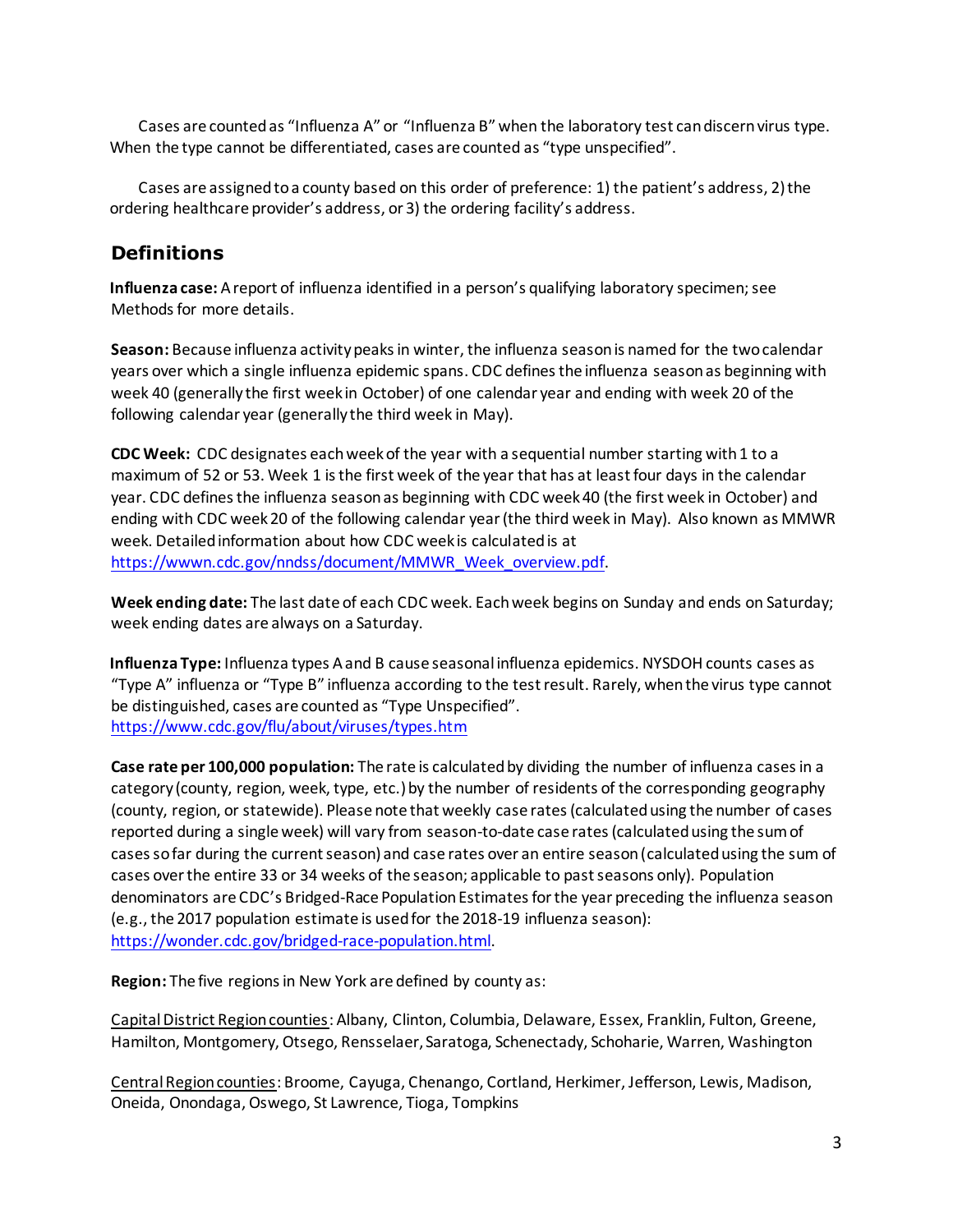Cases are counted as "Influenza A" or "Influenza B" when the laboratory test can discern virus type. When the type cannot be differentiated, cases are counted as "type unspecified".

Cases are assigned to a county based on this order of preference: 1) the patient's address, 2) the ordering healthcare provider's address, or 3) the ordering facility's address.

## Definitions

**Influenza case:** A report of influenza identified in a person's qualifying laboratory specimen; see Methods for more details.

**Season:** Because influenza activity peaks in winter, the influenza season is named for the two calendar years over which a single influenza epidemic spans. CDC defines the influenza season as beginning with week 40 (generally the first week in October) of one calendar year and ending with week 20 of the following calendar year (generally the third week in May).

**CDC Week:** CDC designates each week of the year with a sequential number starting with 1 to a maximum of 52 or 53. Week 1 is the first week of the year that has at least four days in the calendar year. CDC defines the influenza season as beginning with CDC week 40 (the first week in October) and ending with CDC week 20 of the following calendar year (the third week in May). Also known as MMWR week. Detailed information about how CDC week is calculated is at https://wwwn.cdc.gov/nndss/document/MMWR_Week_overview.pdf.

**Week ending date:** The last date of each CDC week. Each week begins on Sunday and ends on Saturday; week ending dates are always on a Saturday.

**Influenza Type:** Influenza types A and B cause seasonal influenza epidemics. NYSDOH counts cases as "Type A" influenza or "Type B" influenza according to the test result. Rarely, when the virus type cannot be distinguished, cases are counted as "Type Unspecified". https://www.cdc.gov/flu/about/viruses/types.htm

**Case rate per 100,000 population:** The rate is calculated by dividing the number of influenza cases in a category (county, region, week, type, etc.) by the number of residents of the corresponding geography (county, region, or statewide). Please note that weekly case rates (calculated using the number of cases reported during a single week) will vary from season-to-date case rates (calculated using the sum of cases so far during the current season) and case rates over an entire season (calculated using the sum of cases over the entire 33 or 34 weeks of the season; applicable to past seasons only). Population denominators are CDC's Bridged-Race Population Estimates for the year preceding the influenza season (e.g., the 2017 population estimate is used for the 2018-19 influenza season): https://wonder.cdc.gov/bridged-race-population.html.

**Region:** The five regions in New York are defined by county as:

Capital District Region counties: Albany, Clinton, Columbia, Delaware, Essex, Franklin, Fulton, Greene, Hamilton, Montgomery, Otsego, Rensselaer, Saratoga, Schenectady, Schoharie, Warren, Washington

Central Region counties: Broome, Cayuga, Chenango, Cortland, Herkimer, Jefferson, Lewis, Madison, Oneida, Onondaga, Oswego, St Lawrence, Tioga, Tompkins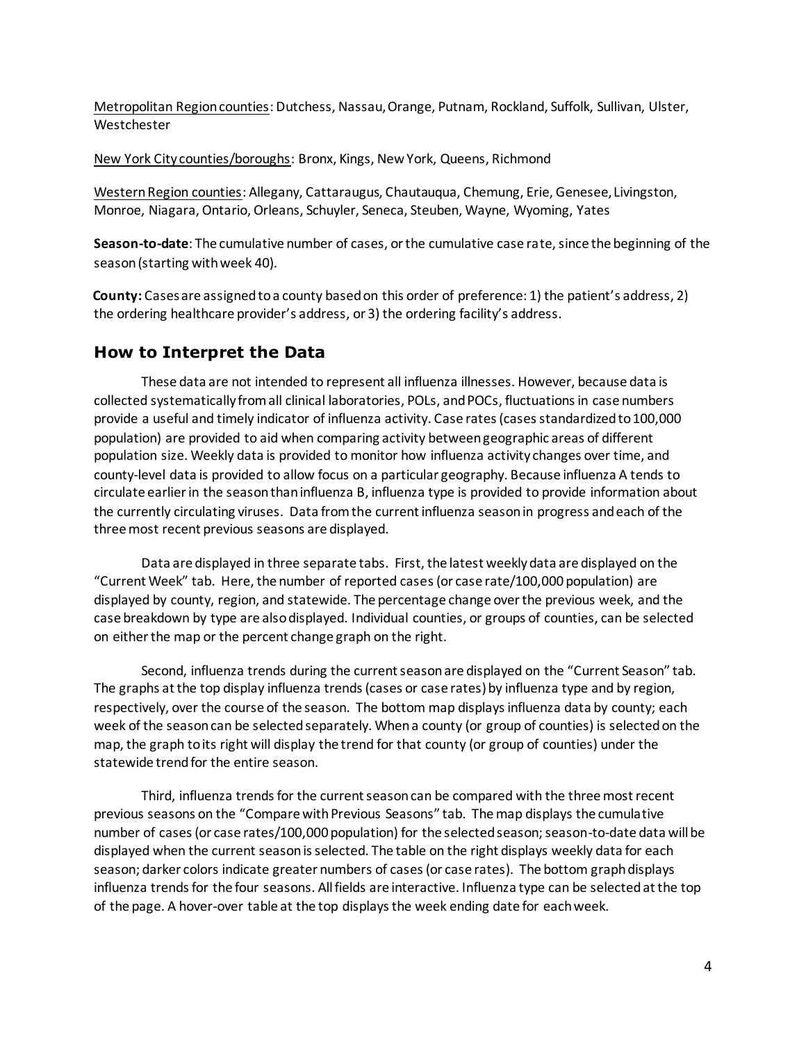<u>Metropolitan Region counties</u>: Dutchess, Nassau, Orange, Putnam, Rockland, Suffolk, Sullivan, Ulster, Westchester

<u>New York City counties/boroughs</u>: Bronx, Kings, New York, Queens, Richmond

<u>Western Region counties</u>: Allegany, Cattaraugus, Chautauqua, Chemung, Erie, Genesee, Livingston, Monroe, Niagara, Ontario, Orleans, Schuyler, Seneca, Steuben, Wayne, Wyoming, Yates

**Season-to-date**: The cumulative number of cases, or the cumulative case rate, since the beginning of the season (starting with week 40).

**County:** Cases are assigned to a county based on this order of preference: 1) the patient's address, 2) the ordering healthcare provider's address, or 3) the ordering facility's address.

## How to Interpret the Data

These data are not intended to represent all influenza illnesses. However, because data is collected systematically from all clinical laboratories, POLs, and POCs, fluctuations in case numbers provide a useful and timely indicator of influenza activity. Case rates (cases standardized to 100,000 population) are provided to aid when comparing activity between geographic areas of different population size. Weekly data is provided to monitor how influenza activity changes over time, and county-level data is provided to allow focus on a particular geography. Because influenza A tends to circulate earlier in the season than influenza B, influenza type is provided to provide information about the currently circulating viruses. Data from the current influenza season in progress and each of the three most recent previous seasons are displayed.

Data are displayed in three separate tabs. First, the latest weekly data are displayed on the "Current Week" tab. Here, the number of reported cases (or case rate/100,000 population) are displayed by county, region, and statewide. The percentage change over the previous week, and the case breakdown by type are also displayed. Individual counties, or groups of counties, can be selected on either the map or the percent change graph on the right.

Second, influenza trends during the current season are displayed on the "Current Season" tab. The graphs at the top display influenza trends (cases or case rates) by influenza type and by region, respectively, over the course of the season. The bottom map displays influenza data by county; each week of the season can be selected separately. When a county (or group of counties) is selected on the map, the graph to its right will display the trend for that county (or group of counties) under the statewide trend for the entire season.

Third, influenza trends for the current season can be compared with the three most recent previous seasons on the "Compare with Previous Seasons" tab. The map displays the cumulative number of cases (or case rates/100,000 population) for the selected season; season-to-date data will be displayed when the current season is selected. The table on the right displays weekly data for each season; darker colors indicate greater numbers of cases (or case rates). The bottom graph displays influenza trends for the four seasons. All fields are interactive. Influenza type can be selected at the top of the page. A hover-over table at the top displays the week ending date for each week.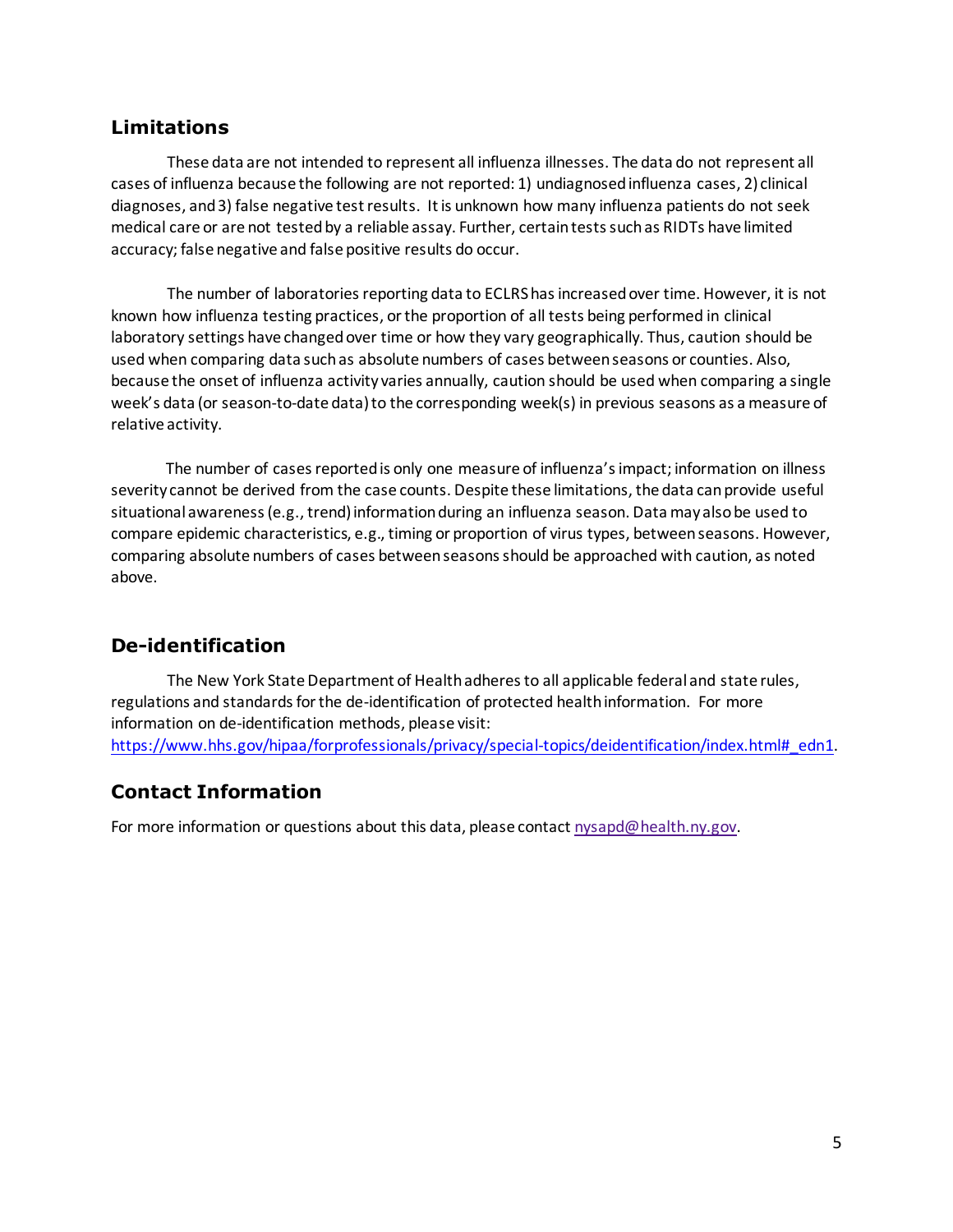## Limitations

These data are not intended to represent all influenza illnesses. The data do not represent all cases of influenza because the following are not reported: 1) undiagnosed influenza cases, 2) clinical diagnoses, and 3) false negative test results. It is unknown how many influenza patients do not seek medical care or are not tested by a reliable assay. Further, certain tests such as RIDTs have limited accuracy; false negative and false positive results do occur.

The number of laboratories reporting data to ECLRS has increased over time. However, it is not known how influenza testing practices, or the proportion of all tests being performed in clinical laboratory settings have changed over time or how they vary geographically. Thus, caution should be used when comparing data such as absolute numbers of cases between seasons or counties. Also, because the onset of influenza activity varies annually, caution should be used when comparing a single week's data (or season-to-date data) to the corresponding week(s) in previous seasons as a measure of relative activity.

The number of cases reported is only one measure of influenza's impact; information on illness severity cannot be derived from the case counts. Despite these limitations, the data can provide useful situational awareness (e.g., trend) information during an influenza season. Data may also be used to compare epidemic characteristics, e.g., timing or proportion of virus types, between seasons. However, comparing absolute numbers of cases between seasons should be approached with caution, as noted above.

## De-identification

The New York State Department of Health adheres to all applicable federal and state rules, regulations and standards for the de-identification of protected health information. For more information on de-identification methods, please visit: https://www.hhs.gov/hipaa/forprofessionals/privacy/special-topics/deidentification/index.html#_edn1.

## Contact Information

For more information or questions about this data, please contact nysapd@health.ny.gov.